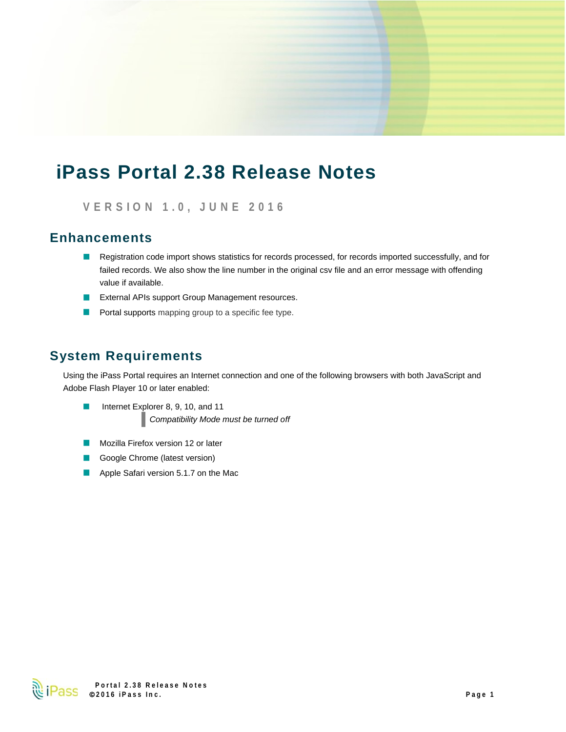# iPass Portal 2.38 Release Notes

VERSION 1.0, JUNE 2016

## Enhancements

- Registration code import shows statistics for records processed, for records imported successfully, and for failed records. We also show the line number in the original csv file and an error message with offending value if available.
- External APIs support Group Management resources.
- Portal supports mapping group to a specific fee type.

## System Requirements

Using the iPass Portal requires an Internet connection and one of the following browsers with both JavaScript and Adobe Flash Player 10 or later enabled:

- Internet Explorer 8, 9, 10, and 11

  > *Compatibility Mode must be turned off*

- Mozilla Firefox version 12 or later
- Google Chrome (latest version)
- Apple Safari version 5.1.7 on the Mac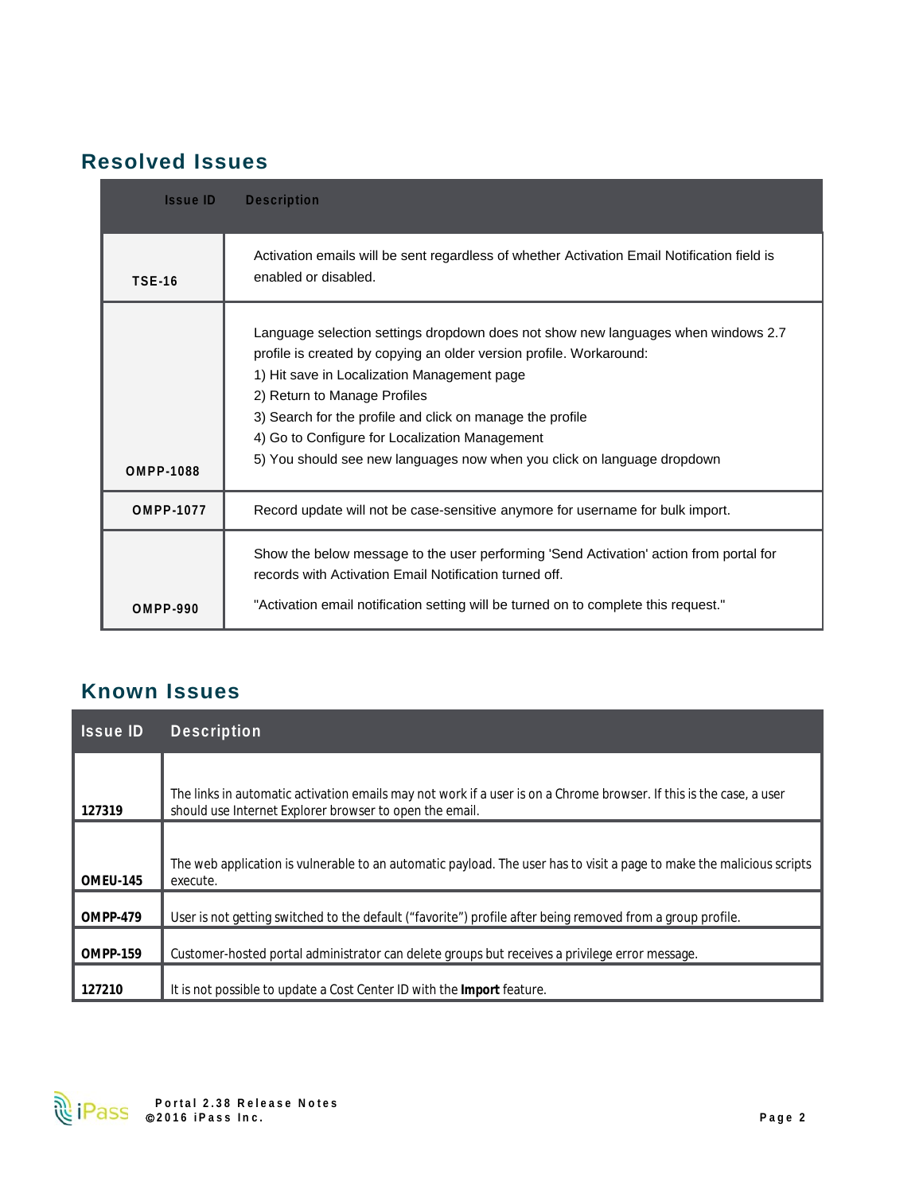## Resolved Issues

| Issue ID | Description |
|---|---|
| TSE-16 | Activation emails will be sent regardless of whether Activation Email Notification field is enabled or disabled. |
| OMPP-1088 | Language selection settings dropdown does not show new languages when windows 2.7 profile is created by copying an older version profile. Workaround:<br>1) Hit save in Localization Management page<br>2) Return to Manage Profiles<br>3) Search for the profile and click on manage the profile<br>4) Go to Configure for Localization Management<br>5) You should see new languages now when you click on language dropdown |
| OMPP-1077 | Record update will not be case-sensitive anymore for username for bulk import. |
| OMPP-990 | Show the below message to the user performing 'Send Activation' action from portal for records with Activation Email Notification turned off.<br><br>"Activation email notification setting will be turned on to complete this request." |

## Known Issues

| Issue ID | Description |
|---|---|
| 127319 | The links in automatic activation emails may not work if a user is on a Chrome browser. If this is the case, a user should use Internet Explorer browser to open the email. |
| OMEU-145 | The web application is vulnerable to an automatic payload. The user has to visit a page to make the malicious scripts execute. |
| OMPP-479 | User is not getting switched to the default ("favorite") profile after being removed from a group profile. |
| OMPP-159 | Customer-hosted portal administrator can delete groups but receives a privilege error message. |
| 127210 | It is not possible to update a Cost Center ID with the **Import** feature. |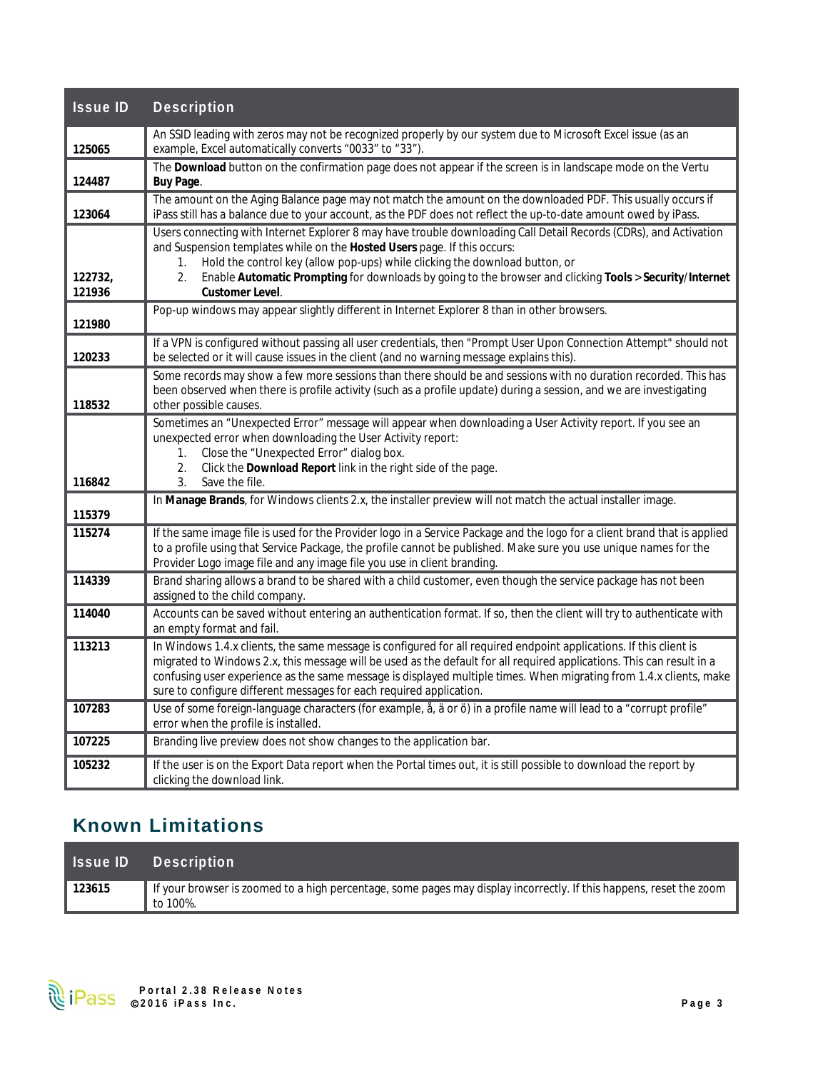| Issue ID | Description |
|---|---|
| 125065 | An SSID leading with zeros may not be recognized properly by our system due to Microsoft Excel issue (as an example, Excel automatically converts "0033" to "33"). |
| 124487 | The **Download** button on the confirmation page does not appear if the screen is in landscape mode on the Vertu **Buy Page**. |
| 123064 | The amount on the Aging Balance page may not match the amount on the downloaded PDF. This usually occurs if iPass still has a balance due to your account, as the PDF does not reflect the up-to-date amount owed by iPass. |
| 122732, 121936 | Users connecting with Internet Explorer 8 may have trouble downloading Call Detail Records (CDRs), and Activation and Suspension templates while on the **Hosted Users** page. If this occurs: 1. Hold the control key (allow pop-ups) while clicking the download button, or 2. Enable **Automatic Prompting** for downloads by going to the browser and clicking **Tools** > **Security**/**Internet Customer Level**. |
| 121980 | Pop-up windows may appear slightly different in Internet Explorer 8 than in other browsers. |
| 120233 | If a VPN is configured without passing all user credentials, then "Prompt User Upon Connection Attempt" should not be selected or it will cause issues in the client (and no warning message explains this). |
| 118532 | Some records may show a few more sessions than there should be and sessions with no duration recorded. This has been observed when there is profile activity (such as a profile update) during a session, and we are investigating other possible causes. |
| 116842 | Sometimes an "Unexpected Error" message will appear when downloading a User Activity report. If you see an unexpected error when downloading the User Activity report: 1. Close the "Unexpected Error" dialog box. 2. Click the **Download Report** link in the right side of the page. 3. Save the file. |
| 115379 | In **Manage Brands**, for Windows clients 2.x, the installer preview will not match the actual installer image. |
| 115274 | If the same image file is used for the Provider logo in a Service Package and the logo for a client brand that is applied to a profile using that Service Package, the profile cannot be published. Make sure you use unique names for the Provider Logo image file and any image file you use in client branding. |
| 114339 | Brand sharing allows a brand to be shared with a child customer, even though the service package has not been assigned to the child company. |
| 114040 | Accounts can be saved without entering an authentication format. If so, then the client will try to authenticate with an empty format and fail. |
| 113213 | In Windows 1.4.x clients, the same message is configured for all required endpoint applications. If this client is migrated to Windows 2.x, this message will be used as the default for all required applications. This can result in a confusing user experience as the same message is displayed multiple times. When migrating from 1.4.x clients, make sure to configure different messages for each required application. |
| 107283 | Use of some foreign-language characters (for example, å, ä or ö) in a profile name will lead to a "corrupt profile" error when the profile is installed. |
| 107225 | Branding live preview does not show changes to the application bar. |
| 105232 | If the user is on the Export Data report when the Portal times out, it is still possible to download the report by clicking the download link. |

## Known Limitations

| Issue ID | Description |
|---|---|
| 123615 | If your browser is zoomed to a high percentage, some pages may display incorrectly. If this happens, reset the zoom to 100%. |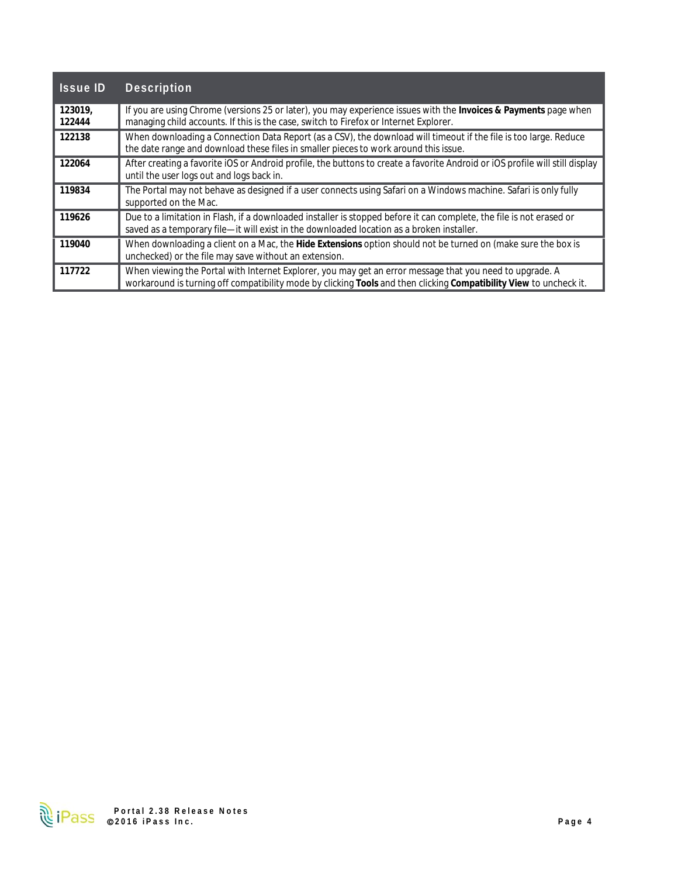| Issue ID | Description |
|---|---|
| **123019, 122444** | If you are using Chrome (versions 25 or later), you may experience issues with the **Invoices & Payments** page when managing child accounts. If this is the case, switch to Firefox or Internet Explorer. |
| **122138** | When downloading a Connection Data Report (as a CSV), the download will timeout if the file is too large. Reduce the date range and download these files in smaller pieces to work around this issue. |
| **122064** | After creating a favorite iOS or Android profile, the buttons to create a favorite Android or iOS profile will still display until the user logs out and logs back in. |
| **119834** | The Portal may not behave as designed if a user connects using Safari on a Windows machine. Safari is only fully supported on the Mac. |
| **119626** | Due to a limitation in Flash, if a downloaded installer is stopped before it can complete, the file is not erased or saved as a temporary file—it will exist in the downloaded location as a broken installer. |
| **119040** | When downloading a client on a Mac, the **Hide Extensions** option should not be turned on (make sure the box is unchecked) or the file may save without an extension. |
| **117722** | When viewing the Portal with Internet Explorer, you may get an error message that you need to upgrade. A workaround is turning off compatibility mode by clicking **Tools** and then clicking **Compatibility View** to uncheck it. |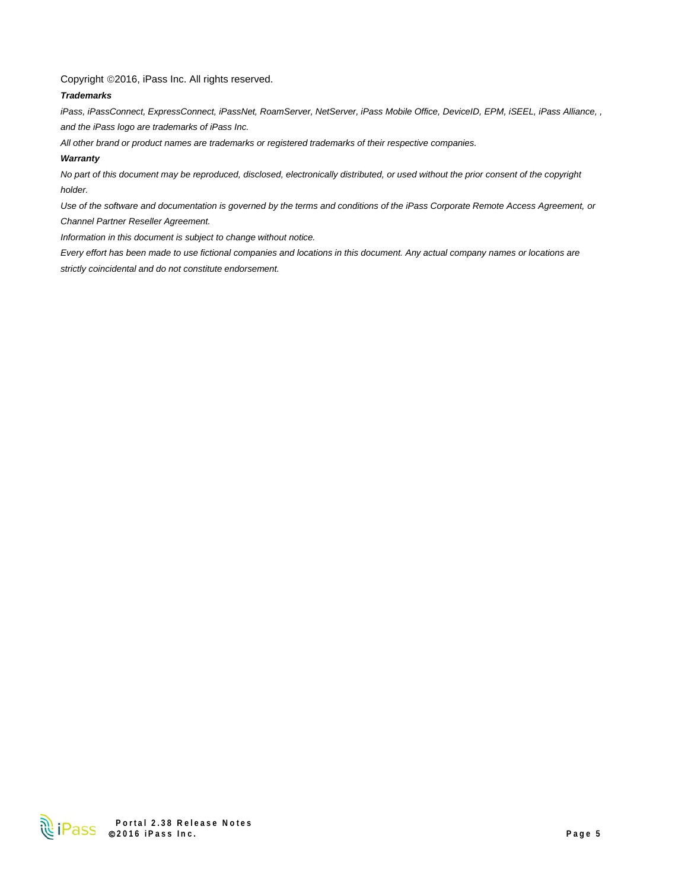Copyright ©2016, iPass Inc. All rights reserved.

***Trademarks***

*iPass, iPassConnect, ExpressConnect, iPassNet, RoamServer, NetServer, iPass Mobile Office, DeviceID, EPM, iSEEL, iPass Alliance, , and the iPass logo are trademarks of iPass Inc.*

*All other brand or product names are trademarks or registered trademarks of their respective companies.*

***Warranty***

*No part of this document may be reproduced, disclosed, electronically distributed, or used without the prior consent of the copyright holder.*

*Use of the software and documentation is governed by the terms and conditions of the iPass Corporate Remote Access Agreement, or Channel Partner Reseller Agreement.*

*Information in this document is subject to change without notice.*

*Every effort has been made to use fictional companies and locations in this document. Any actual company names or locations are strictly coincidental and do not constitute endorsement.*